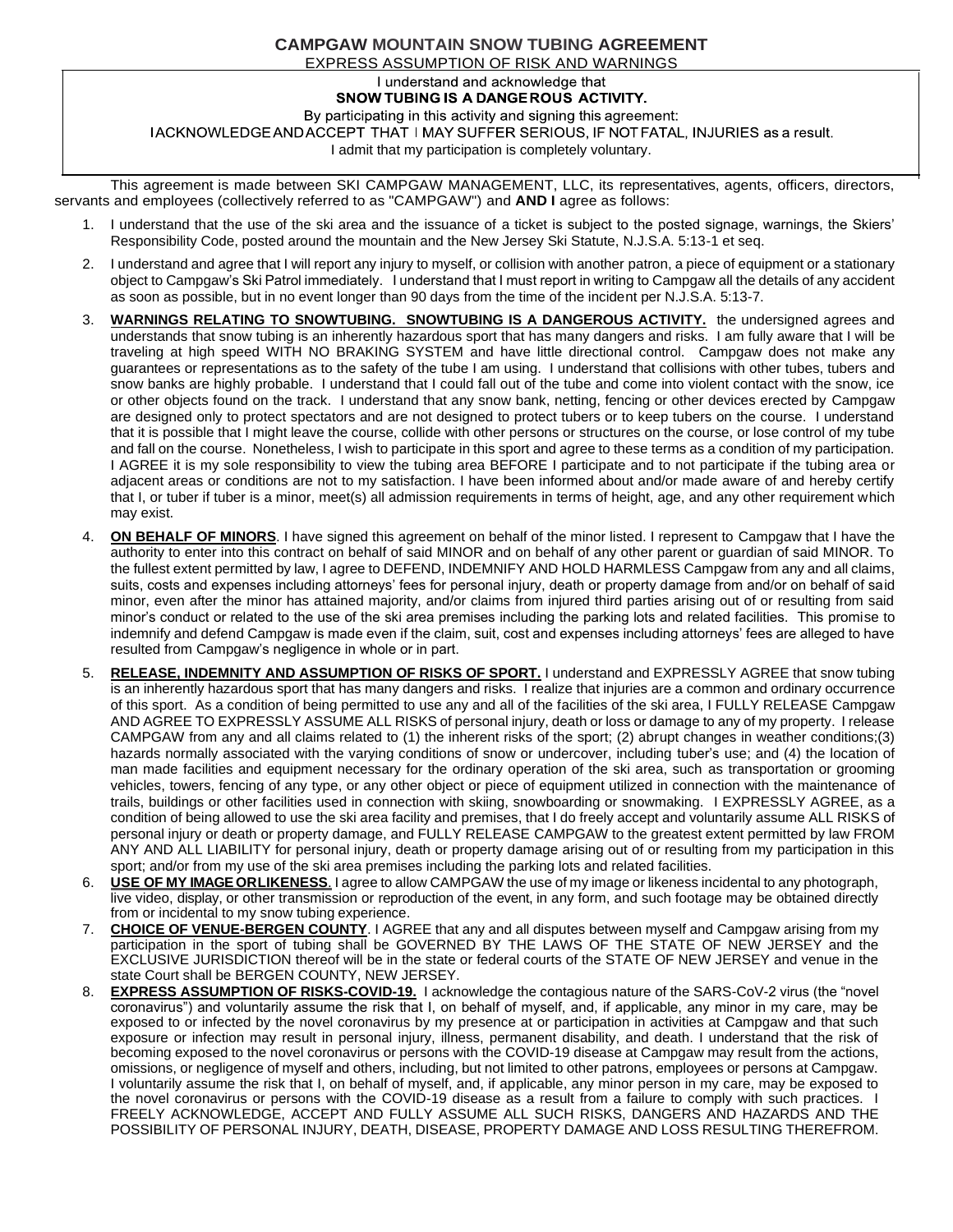# CAMPGAW MOUNTAIN SNOW TUBING AGREEMENT

EXPRESS ASSUMPTION OF RISK AND WARNINGS

I understand and acknowledge that

**SNOW TUBING IS A DANGEROUS ACTIVITY.**

By participating in this activity and signing this agreement:

I ACKNOWLEDGE AND ACCEPT THAT I MAY SUFFER SERIOUS, IF NOT FATAL, INJURIES as a result.

I admit that my participation is completely voluntary.

This agreement is made between SKI CAMPGAW MANAGEMENT, LLC, its representatives, agents, officers, directors, servants and employees (collectively referred to as "CAMPGAW") and **AND I** agree as follows:

1. I understand that the use of the ski area and the issuance of a ticket is subject to the posted signage, warnings, the Skiers' Responsibility Code, posted around the mountain and the New Jersey Ski Statute, N.J.S.A. 5:13-1 et seq.
2. I understand and agree that I will report any injury to myself, or collision with another patron, a piece of equipment or a stationary object to Campgaw's Ski Patrol immediately. I understand that I must report in writing to Campgaw all the details of any accident as soon as possible, but in no event longer than 90 days from the time of the incident per N.J.S.A. 5:13-7.
3. **WARNINGS RELATING TO SNOWTUBING. SNOWTUBING IS A DANGEROUS ACTIVITY.** the undersigned agrees and understands that snow tubing is an inherently hazardous sport that has many dangers and risks. I am fully aware that I will be traveling at high speed WITH NO BRAKING SYSTEM and have little directional control. Campgaw does not make any guarantees or representations as to the safety of the tube I am using. I understand that collisions with other tubes, tubers and snow banks are highly probable. I understand that I could fall out of the tube and come into violent contact with the snow, ice or other objects found on the track. I understand that any snow bank, netting, fencing or other devices erected by Campgaw are designed only to protect spectators and are not designed to protect tubers or to keep tubers on the course. I understand that it is possible that I might leave the course, collide with other persons or structures on the course, or lose control of my tube and fall on the course. Nonetheless, I wish to participate in this sport and agree to these terms as a condition of my participation. I AGREE it is my sole responsibility to view the tubing area BEFORE I participate and to not participate if the tubing area or adjacent areas or conditions are not to my satisfaction. I have been informed about and/or made aware of and hereby certify that I, or tuber if tuber is a minor, meet(s) all admission requirements in terms of height, age, and any other requirement which may exist.
4. **ON BEHALF OF MINORS**. I have signed this agreement on behalf of the minor listed. I represent to Campgaw that I have the authority to enter into this contract on behalf of said MINOR and on behalf of any other parent or guardian of said MINOR. To the fullest extent permitted by law, I agree to DEFEND, INDEMNIFY AND HOLD HARMLESS Campgaw from any and all claims, suits, costs and expenses including attorneys' fees for personal injury, death or property damage from and/or on behalf of said minor, even after the minor has attained majority, and/or claims from injured third parties arising out of or resulting from said minor's conduct or related to the use of the ski area premises including the parking lots and related facilities. This promise to indemnify and defend Campgaw is made even if the claim, suit, cost and expenses including attorneys' fees are alleged to have resulted from Campgaw's negligence in whole or in part.
5. **RELEASE, INDEMNITY AND ASSUMPTION OF RISKS OF SPORT.** I understand and EXPRESSLY AGREE that snow tubing is an inherently hazardous sport that has many dangers and risks. I realize that injuries are a common and ordinary occurrence of this sport. As a condition of being permitted to use any and all of the facilities of the ski area, I FULLY RELEASE Campgaw AND AGREE TO EXPRESSLY ASSUME ALL RISKS of personal injury, death or loss or damage to any of my property. I release CAMPGAW from any and all claims related to (1) the inherent risks of the sport; (2) abrupt changes in weather conditions;(3) hazards normally associated with the varying conditions of snow or undercover, including tuber's use; and (4) the location of man made facilities and equipment necessary for the ordinary operation of the ski area, such as transportation or grooming vehicles, towers, fencing of any type, or any other object or piece of equipment utilized in connection with the maintenance of trails, buildings or other facilities used in connection with skiing, snowboarding or snowmaking. I EXPRESSLY AGREE, as a condition of being allowed to use the ski area facility and premises, that I do freely accept and voluntarily assume ALL RISKS of personal injury or death or property damage, and FULLY RELEASE CAMPGAW to the greatest extent permitted by law FROM ANY AND ALL LIABILITY for personal injury, death or property damage arising out of or resulting from my participation in this sport; and/or from my use of the ski area premises including the parking lots and related facilities.
6. **USE OF MY IMAGE OR LIKENESS**. I agree to allow CAMPGAW the use of my image or likeness incidental to any photograph, live video, display, or other transmission or reproduction of the event, in any form, and such footage may be obtained directly from or incidental to my snow tubing experience.
7. **CHOICE OF VENUE-BERGEN COUNTY**. I AGREE that any and all disputes between myself and Campgaw arising from my participation in the sport of tubing shall be GOVERNED BY THE LAWS OF THE STATE OF NEW JERSEY and the EXCLUSIVE JURISDICTION thereof will be in the state or federal courts of the STATE OF NEW JERSEY and venue in the state Court shall be BERGEN COUNTY, NEW JERSEY.
8. **EXPRESS ASSUMPTION OF RISKS-COVID-19.** I acknowledge the contagious nature of the SARS-CoV-2 virus (the "novel coronavirus") and voluntarily assume the risk that I, on behalf of myself, and, if applicable, any minor in my care, may be exposed to or infected by the novel coronavirus by my presence at or participation in activities at Campgaw and that such exposure or infection may result in personal injury, illness, permanent disability, and death. I understand that the risk of becoming exposed to the novel coronavirus or persons with the COVID-19 disease at Campgaw may result from the actions, omissions, or negligence of myself and others, including, but not limited to other patrons, employees or persons at Campgaw. I voluntarily assume the risk that I, on behalf of myself, and, if applicable, any minor person in my care, may be exposed to the novel coronavirus or persons with the COVID-19 disease as a result from a failure to comply with such practices. I FREELY ACKNOWLEDGE, ACCEPT AND FULLY ASSUME ALL SUCH RISKS, DANGERS AND HAZARDS AND THE POSSIBILITY OF PERSONAL INJURY, DEATH, DISEASE, PROPERTY DAMAGE AND LOSS RESULTING THEREFROM.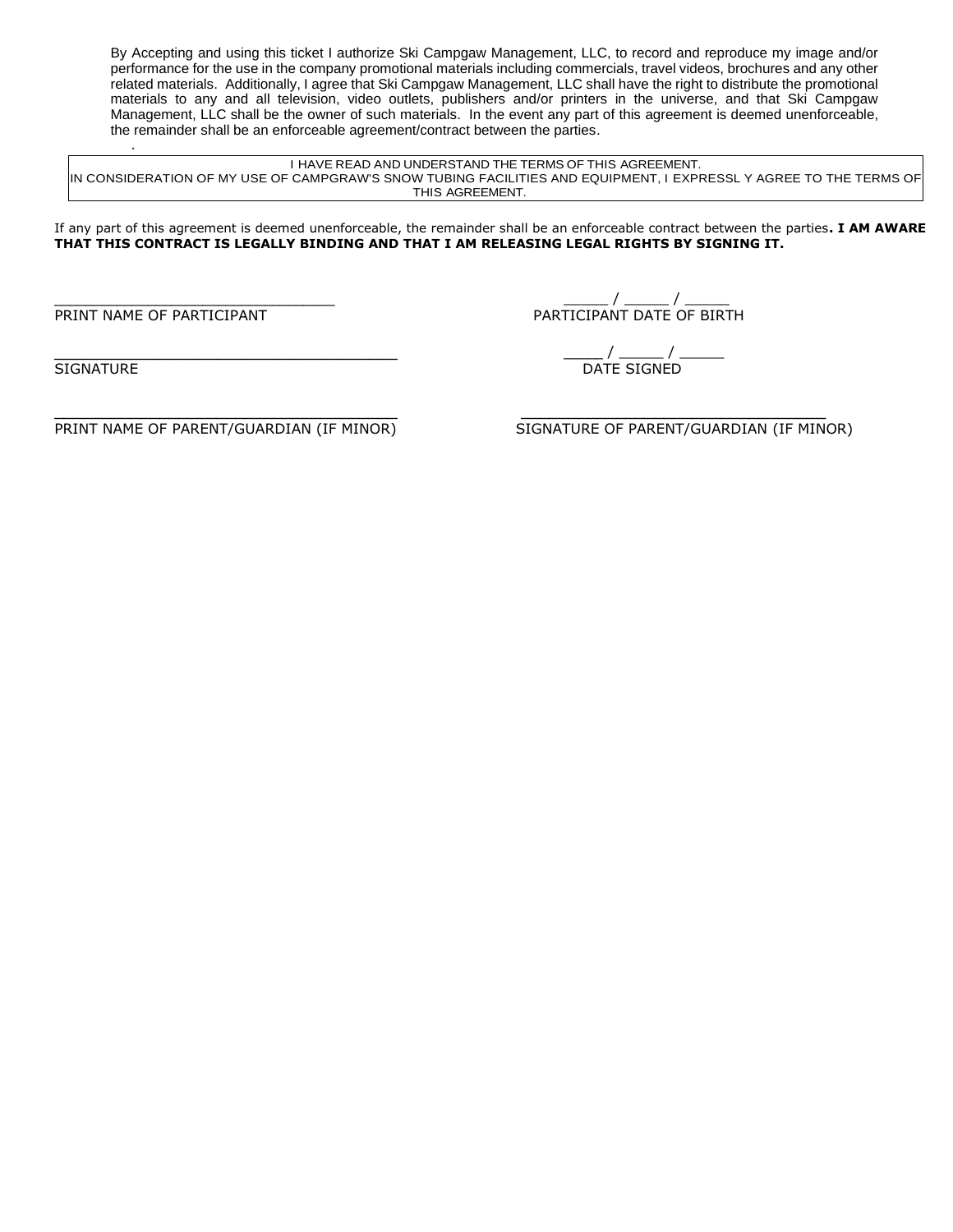By Accepting and using this ticket I authorize Ski Campgaw Management, LLC, to record and reproduce my image and/or performance for the use in the company promotional materials including commercials, travel videos, brochures and any other related materials. Additionally, I agree that Ski Campgaw Management, LLC shall have the right to distribute the promotional materials to any and all television, video outlets, publishers and/or printers in the universe, and that Ski Campgaw Management, LLC shall be the owner of such materials. In the event any part of this agreement is deemed unenforceable, the remainder shall be an enforceable agreement/contract between the parties.

.

I HAVE READ AND UNDERSTAND THE TERMS OF THIS AGREEMENT.
IN CONSIDERATION OF MY USE OF CAMPGRAW'S SNOW TUBING FACILITIES AND EQUIPMENT, I EXPRESSL Y AGREE TO THE TERMS OF THIS AGREEMENT.

If any part of this agreement is deemed unenforceable, the remainder shall be an enforceable contract between the parties**. I AM AWARE THAT THIS CONTRACT IS LEGALLY BINDING AND THAT I AM RELEASING LEGAL RIGHTS BY SIGNING IT.**

________________________________ _____ / _____ / _____
PRINT NAME OF PARTICIPANT PARTICIPANT DATE OF BIRTH

______________________________________ _____ / _____ / _____
SIGNATURE DATE SIGNED

______________________________________ __________________________________
PRINT NAME OF PARENT/GUARDIAN (IF MINOR) SIGNATURE OF PARENT/GUARDIAN (IF MINOR)